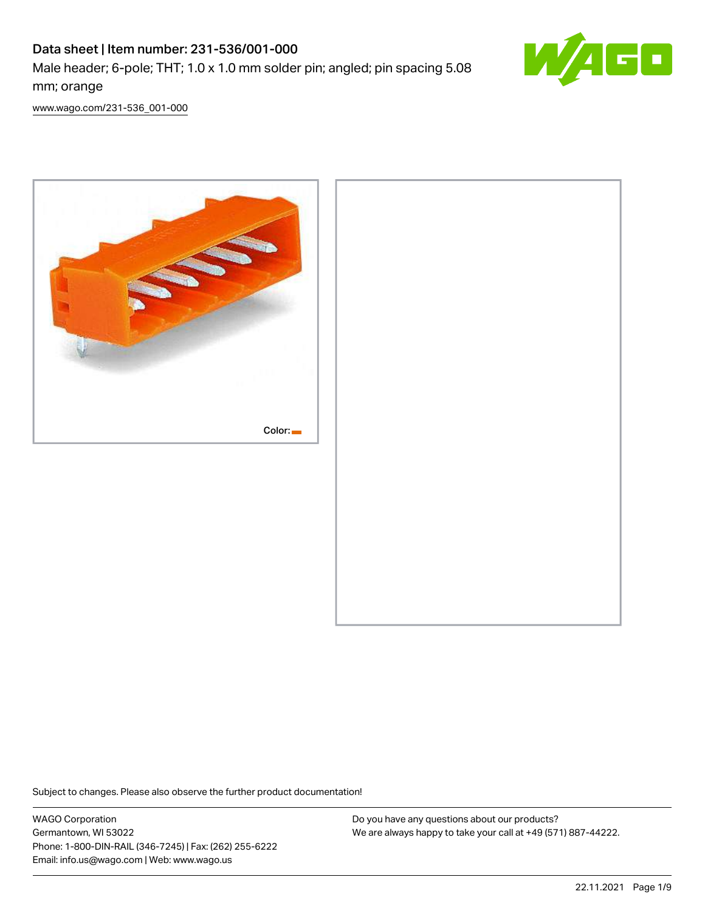# Data sheet | Item number: 231-536/001-000

Male header; 6-pole; THT; 1.0 x 1.0 mm solder pin; angled; pin spacing 5.08 mm; orange

www.wago.com/231-536_001-000

Color:

Subject to changes. Please also observe the further product documentation!

WAGO Corporation
Germantown, WI 53022
Phone: 1-800-DIN-RAIL (346-7245) | Fax: (262) 255-6222
Email: info.us@wago.com | Web: www.wago.us

Do you have any questions about our products?
We are always happy to take your call at +49 (571) 887-44222.

22.11.2021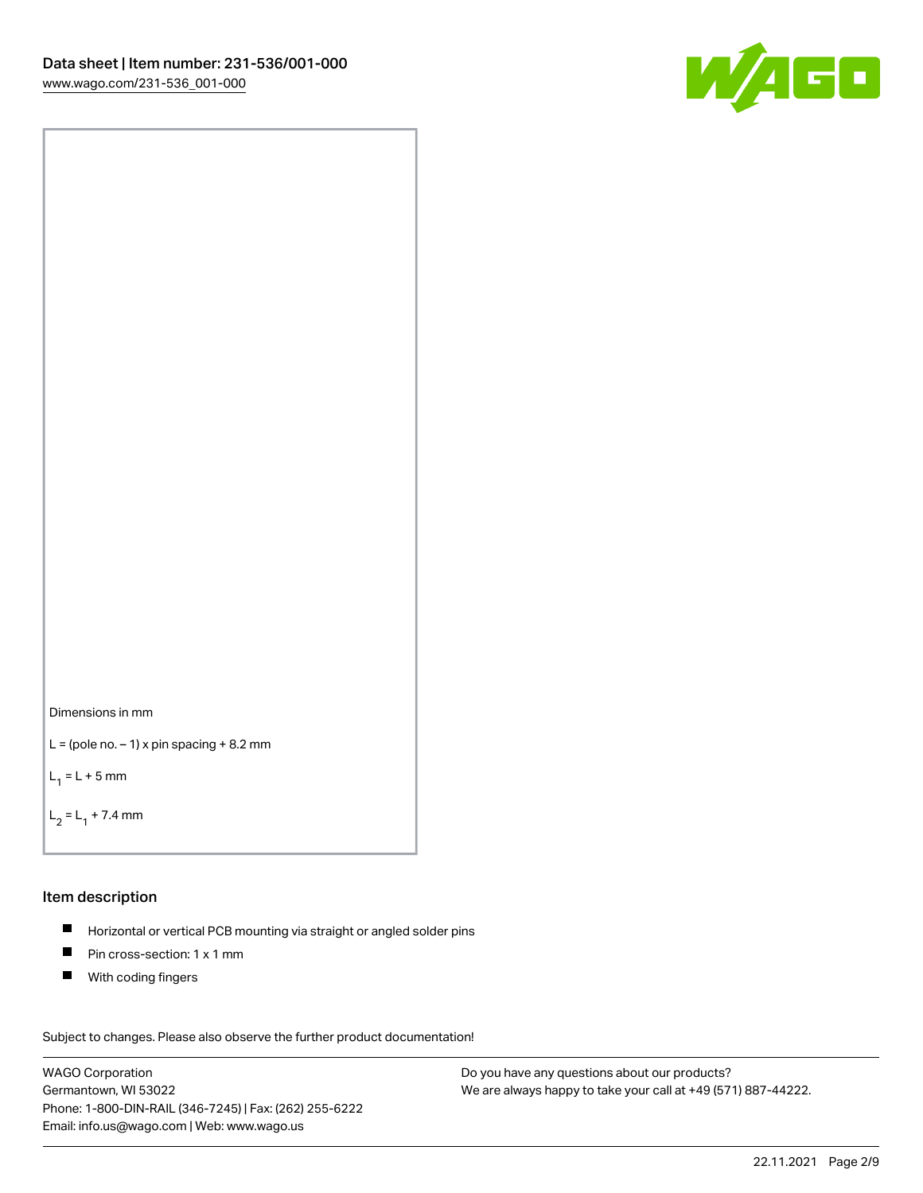Dimensions in mm

L = (pole no. – 1) x pin spacing + 8.2 mm

$L_1$ = L + 5 mm

$L_2$ = $L_1$ + 7.4 mm

## Item description

- Horizontal or vertical PCB mounting via straight or angled solder pins
- Pin cross-section: 1 x 1 mm
- With coding fingers

Subject to changes. Please also observe the further product documentation!

WAGO Corporation
Germantown, WI 53022
Phone: 1-800-DIN-RAIL (346-7245) | Fax: (262) 255-6222
Email: info.us@wago.com | Web: www.wago.us

Do you have any questions about our products?
We are always happy to take your call at +49 (571) 887-44222.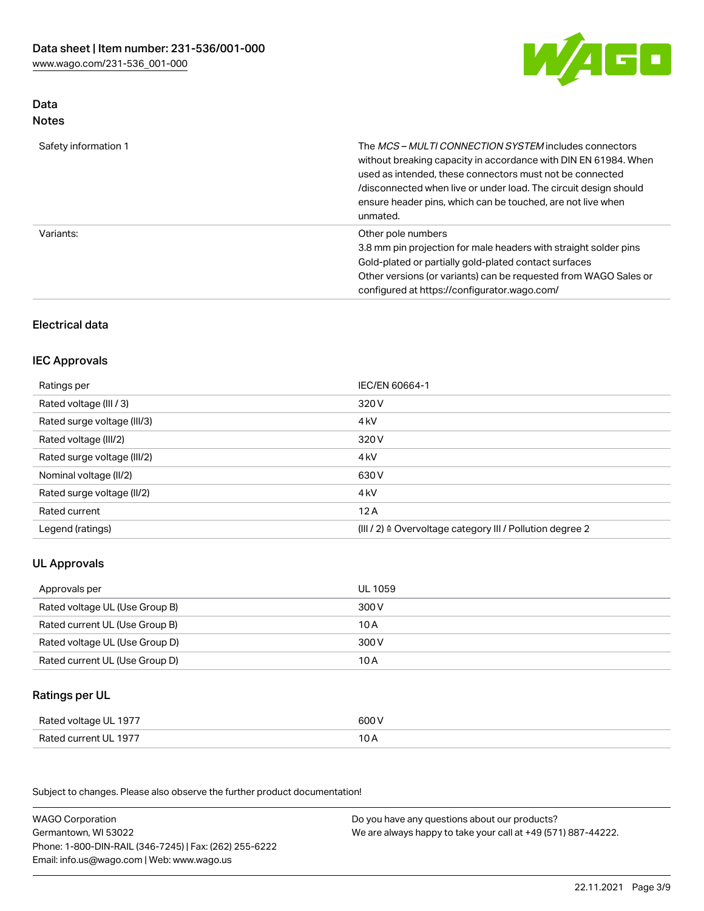## Data
### Notes

| | |
|---|---|
| Safety information 1 | The *MCS – MULTI CONNECTION SYSTEM* includes connectors without breaking capacity in accordance with DIN EN 61984. When used as intended, these connectors must not be connected /disconnected when live or under load. The circuit design should ensure header pins, which can be touched, are not live when unmated. |
| Variants: | Other pole numbers<br>3.8 mm pin projection for male headers with straight solder pins<br>Gold-plated or partially gold-plated contact surfaces<br>Other versions (or variants) can be requested from WAGO Sales or configured at https://configurator.wago.com/ |

## Electrical data

### IEC Approvals

| | |
|---|---|
| Ratings per | IEC/EN 60664-1 |
| Rated voltage (III / 3) | 320 V |
| Rated surge voltage (III/3) | 4 kV |
| Rated voltage (III/2) | 320 V |
| Rated surge voltage (III/2) | 4 kV |
| Nominal voltage (II/2) | 630 V |
| Rated surge voltage (II/2) | 4 kV |
| Rated current | 12 A |
| Legend (ratings) | (III / 2) ≙ Overvoltage category III / Pollution degree 2 |

### UL Approvals

| | |
|---|---|
| Approvals per | UL 1059 |
| Rated voltage UL (Use Group B) | 300 V |
| Rated current UL (Use Group B) | 10 A |
| Rated voltage UL (Use Group D) | 300 V |
| Rated current UL (Use Group D) | 10 A |

### Ratings per UL

| | |
|---|---|
| Rated voltage UL 1977 | 600 V |
| Rated current UL 1977 | 10 A |

Subject to changes. Please also observe the further product documentation!

WAGO Corporation
Germantown, WI 53022
Phone: 1-800-DIN-RAIL (346-7245) | Fax: (262) 255-6222
Email: info.us@wago.com | Web: www.wago.us

Do you have any questions about our products?
We are always happy to take your call at +49 (571) 887-44222.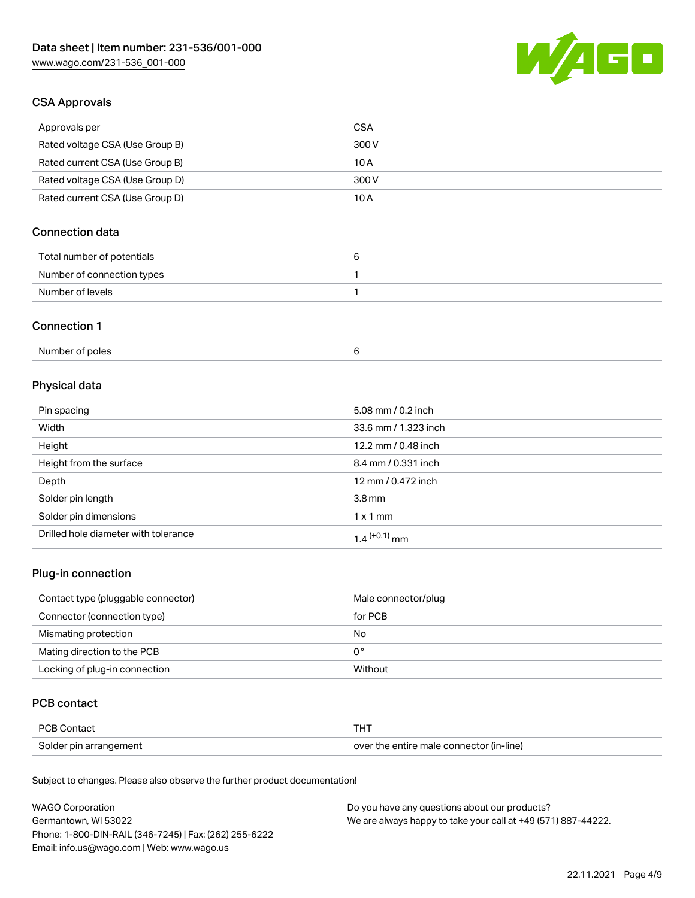## CSA Approvals

| Approvals per | CSA |
|---|---|
| Rated voltage CSA (Use Group B) | 300 V |
| Rated current CSA (Use Group B) | 10 A |
| Rated voltage CSA (Use Group D) | 300 V |
| Rated current CSA (Use Group D) | 10 A |

## Connection data

| Total number of potentials | 6 |
|---|---|
| Number of connection types | 1 |
| Number of levels | 1 |

## Connection 1

| Number of poles | 6 |
|---|---|

## Physical data

| Pin spacing | 5.08 mm / 0.2 inch |
|---|---|
| Width | 33.6 mm / 1.323 inch |
| Height | 12.2 mm / 0.48 inch |
| Height from the surface | 8.4 mm / 0.331 inch |
| Depth | 12 mm / 0.472 inch |
| Solder pin length | 3.8 mm |
| Solder pin dimensions | 1 x 1 mm |
| Drilled hole diameter with tolerance | $1.4^{(+0.1)}$ mm |

## Plug-in connection

| Contact type (pluggable connector) | Male connector/plug |
|---|---|
| Connector (connection type) | for PCB |
| Mismating protection | No |
| Mating direction to the PCB | 0 ° |
| Locking of plug-in connection | Without |

## PCB contact

| PCB Contact | THT |
|---|---|
| Solder pin arrangement | over the entire male connector (in-line) |

Subject to changes. Please also observe the further product documentation!

WAGO Corporation
Germantown, WI 53022
Phone: 1-800-DIN-RAIL (346-7245) | Fax: (262) 255-6222
Email: info.us@wago.com | Web: www.wago.us

Do you have any questions about our products?
We are always happy to take your call at +49 (571) 887-44222.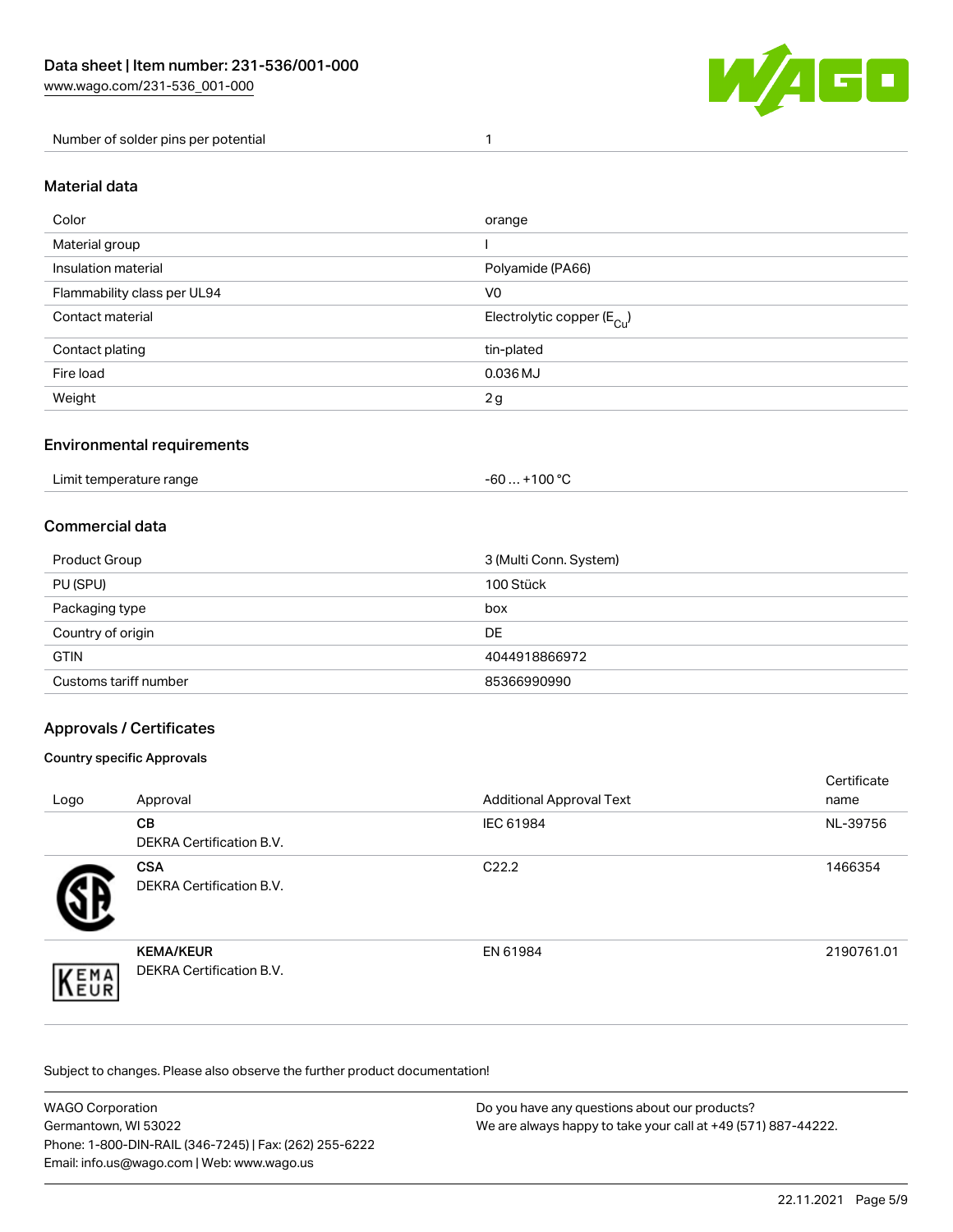| Number of solder pins per potential | 1 |
|---|---|

## Material data

| | |
|---|---|
| Color | orange |
| Material group | I |
| Insulation material | Polyamide (PA66) |
| Flammability class per UL94 | V0 |
| Contact material | Electrolytic copper ($E_{Cu}$) |
| Contact plating | tin-plated |
| Fire load | 0.036 MJ |
| Weight | 2 g |

## Environmental requirements

| | |
|---|---|
| Limit temperature range | -60 … +100 °C |

## Commercial data

| | |
|---|---|
| Product Group | 3 (Multi Conn. System) |
| PU (SPU) | 100 Stück |
| Packaging type | box |
| Country of origin | DE |
| GTIN | 4044918866972 |
| Customs tariff number | 85366990990 |

## Approvals / Certificates

### Country specific Approvals

| Logo | Approval | Additional Approval Text | Certificate name |
|---|---|---|---|
| | **CB** DEKRA Certification B.V. | IEC 61984 | NL-39756 |
| | **CSA** DEKRA Certification B.V. | C22.2 | 1466354 |
| | **KEMA/KEUR** DEKRA Certification B.V. | EN 61984 | 2190761.01 |

Subject to changes. Please also observe the further product documentation!

WAGO Corporation
Germantown, WI 53022
Phone: 1-800-DIN-RAIL (346-7245) | Fax: (262) 255-6222
Email: info.us@wago.com | Web: www.wago.us

Do you have any questions about our products?
We are always happy to take your call at +49 (571) 887-44222.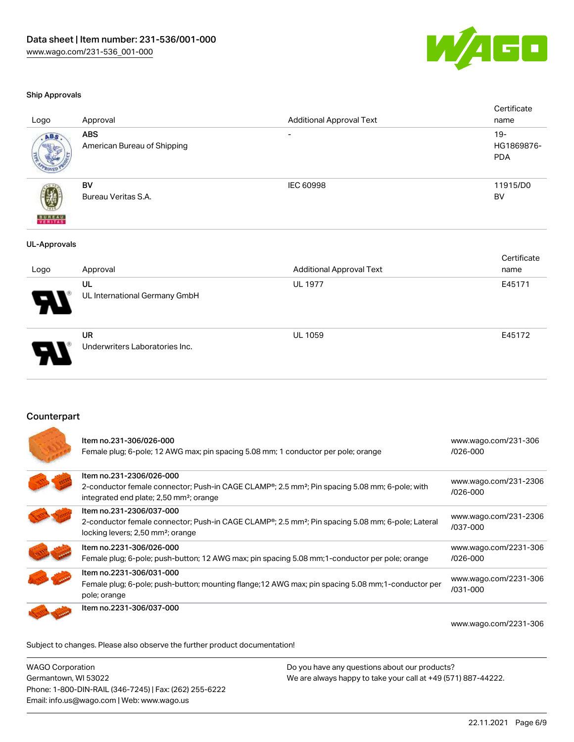### Ship Approvals

| Logo | Approval | Additional Approval Text | Certificate name |
|---|---|---|---|
| | **ABS**<br>American Bureau of Shipping | - | 19-HG1869876-PDA |
| | **BV**<br>Bureau Veritas S.A. | IEC 60998 | 11915/D0 BV |

### UL-Approvals

| Logo | Approval | Additional Approval Text | Certificate name |
|---|---|---|---|
| | **UL**<br>UL International Germany GmbH | UL 1977 | E45171 |
| | **UR**<br>Underwriters Laboratories Inc. | UL 1059 | E45172 |

## Counterpart

| | | |
|---|---|---|
| | Item no.231-306/026-000<br>Female plug; 6-pole; 12 AWG max; pin spacing 5.08 mm; 1 conductor per pole; orange | www.wago.com/231-306/026-000 |
| | Item no.231-2306/026-000<br>2-conductor female connector; Push-in CAGE CLAMP®; 2.5 mm²; Pin spacing 5.08 mm; 6-pole; with integrated end plate; 2,50 mm²; orange | www.wago.com/231-2306/026-000 |
| | Item no.231-2306/037-000<br>2-conductor female connector; Push-in CAGE CLAMP®; 2.5 mm²; Pin spacing 5.08 mm; 6-pole; Lateral locking levers; 2,50 mm²; orange | www.wago.com/231-2306/037-000 |
| | Item no.2231-306/026-000<br>Female plug; 6-pole; push-button; 12 AWG max; pin spacing 5.08 mm;1-conductor per pole; orange | www.wago.com/2231-306/026-000 |
| | Item no.2231-306/031-000<br>Female plug; 6-pole; push-button; mounting flange;12 AWG max; pin spacing 5.08 mm;1-conductor per pole; orange | www.wago.com/2231-306/031-000 |
| | Item no.2231-306/037-000 | www.wago.com/2231-306 |

Subject to changes. Please also observe the further product documentation!

WAGO Corporation
Germantown, WI 53022
Phone: 1-800-DIN-RAIL (346-7245) | Fax: (262) 255-6222
Email: info.us@wago.com | Web: www.wago.us

Do you have any questions about our products?
We are always happy to take your call at +49 (571) 887-44222.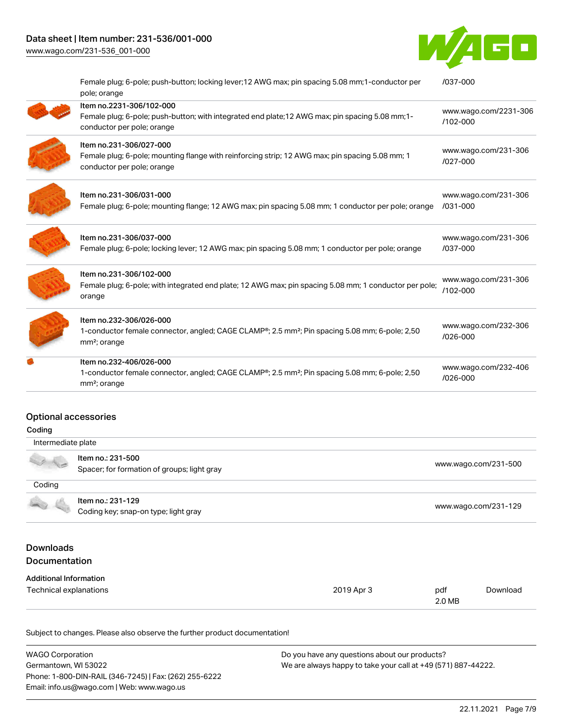| Description | Link |
|---|---|
| Female plug; 6-pole; push-button; locking lever;12 AWG max; pin spacing 5.08 mm;1-conductor per pole; orange | /037-000 |
| Item no.2231-306/102-000<br>Female plug; 6-pole; push-button; with integrated end plate;12 AWG max; pin spacing 5.08 mm;1-conductor per pole; orange | www.wago.com/2231-306/102-000 |
| Item no.231-306/027-000<br>Female plug; 6-pole; mounting flange with reinforcing strip; 12 AWG max; pin spacing 5.08 mm; 1 conductor per pole; orange | www.wago.com/231-306/027-000 |
| Item no.231-306/031-000<br>Female plug; 6-pole; mounting flange; 12 AWG max; pin spacing 5.08 mm; 1 conductor per pole; orange | www.wago.com/231-306/031-000 |
| Item no.231-306/037-000<br>Female plug; 6-pole; locking lever; 12 AWG max; pin spacing 5.08 mm; 1 conductor per pole; orange | www.wago.com/231-306/037-000 |
| Item no.231-306/102-000<br>Female plug; 6-pole; with integrated end plate; 12 AWG max; pin spacing 5.08 mm; 1 conductor per pole; orange | www.wago.com/231-306/102-000 |
| Item no.232-306/026-000<br>1-conductor female connector, angled; CAGE CLAMP®; 2.5 mm²; Pin spacing 5.08 mm; 6-pole; 2,50 mm²; orange | www.wago.com/232-306/026-000 |
| Item no.232-406/026-000<br>1-conductor female connector, angled; CAGE CLAMP®; 2.5 mm²; Pin spacing 5.08 mm; 6-pole; 2,50 mm²; orange | www.wago.com/232-406/026-000 |

## Optional accessories

Coding

| Intermediate plate | |
|---|---|
| Item no.: 231-500<br>Spacer; for formation of groups; light gray | www.wago.com/231-500 |

| Coding | |
|---|---|
| Item no.: 231-129<br>Coding key; snap-on type; light gray | www.wago.com/231-129 |

## Downloads

## Documentation

Additional Information

| Technical explanations | 2019 Apr 3 | pdf 2.0 MB | Download |
|---|---|---|---|

Subject to changes. Please also observe the further product documentation!

WAGO Corporation
Germantown, WI 53022
Phone: 1-800-DIN-RAIL (346-7245) | Fax: (262) 255-6222
Email: info.us@wago.com | Web: www.wago.us

Do you have any questions about our products?
We are always happy to take your call at +49 (571) 887-44222.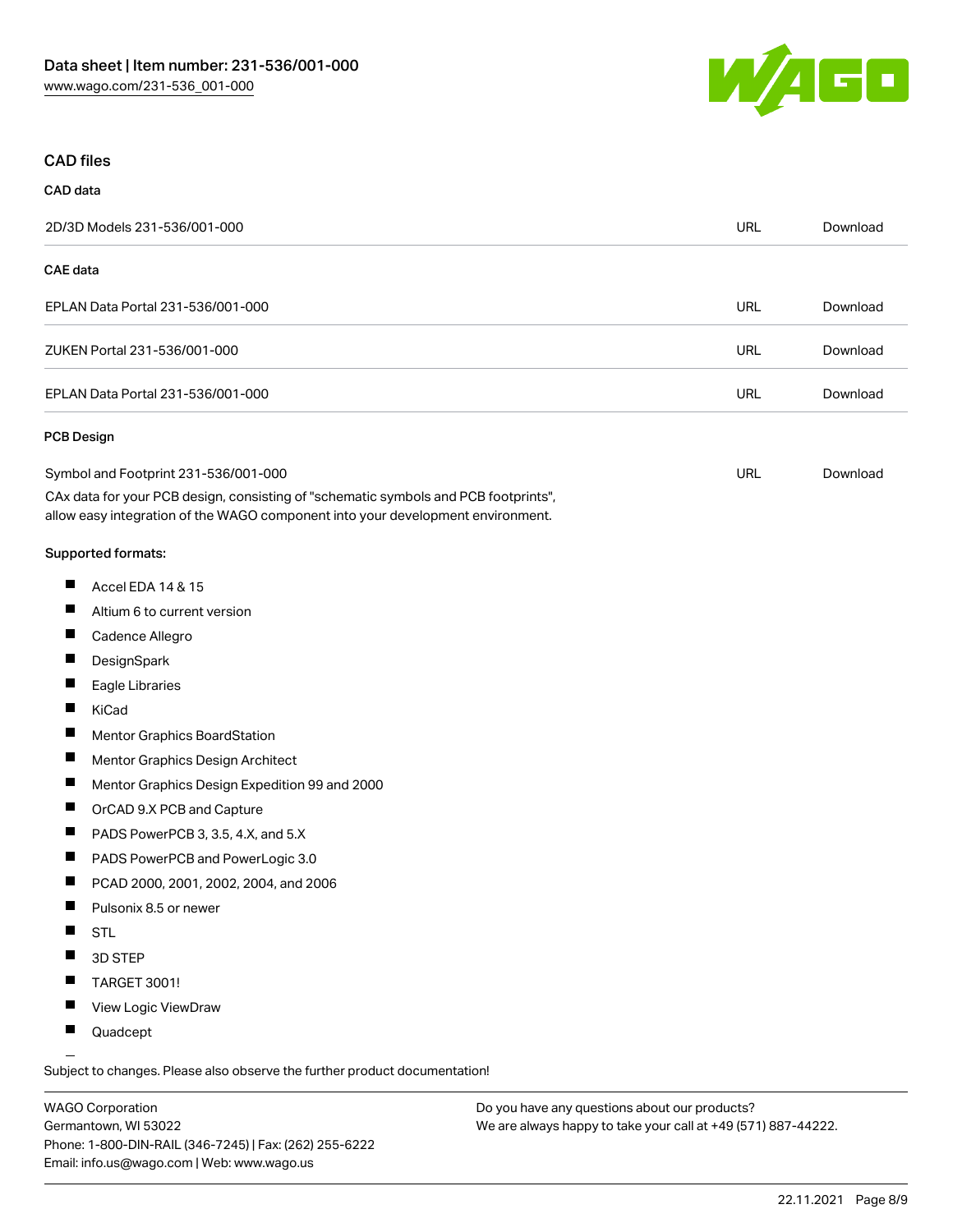## CAD files

### CAD data

| 2D/3D Models 231-536/001-000 | URL | Download |
|---|---|---|

### CAE data

| | | |
|---|---|---|
| EPLAN Data Portal 231-536/001-000 | URL | Download |
| ZUKEN Portal 231-536/001-000 | URL | Download |
| EPLAN Data Portal 231-536/001-000 | URL | Download |

### PCB Design

| | | |
|---|---|---|
| Symbol and Footprint 231-536/001-000 | URL | Download |

CAx data for your PCB design, consisting of "schematic symbols and PCB footprints", allow easy integration of the WAGO component into your development environment.

Supported formats:

- Accel EDA 14 & 15
- Altium 6 to current version
- Cadence Allegro
- DesignSpark
- Eagle Libraries
- KiCad
- Mentor Graphics BoardStation
- Mentor Graphics Design Architect
- Mentor Graphics Design Expedition 99 and 2000
- OrCAD 9.X PCB and Capture
- PADS PowerPCB 3, 3.5, 4.X, and 5.X
- PADS PowerPCB and PowerLogic 3.0
- PCAD 2000, 2001, 2002, 2004, and 2006
- Pulsonix 8.5 or newer
- STL
- 3D STEP
- TARGET 3001!
- View Logic ViewDraw
- Quadcept

Subject to changes. Please also observe the further product documentation!

WAGO Corporation
Germantown, WI 53022
Phone: 1-800-DIN-RAIL (346-7245) | Fax: (262) 255-6222
Email: info.us@wago.com | Web: www.wago.us

Do you have any questions about our products?
We are always happy to take your call at +49 (571) 887-44222.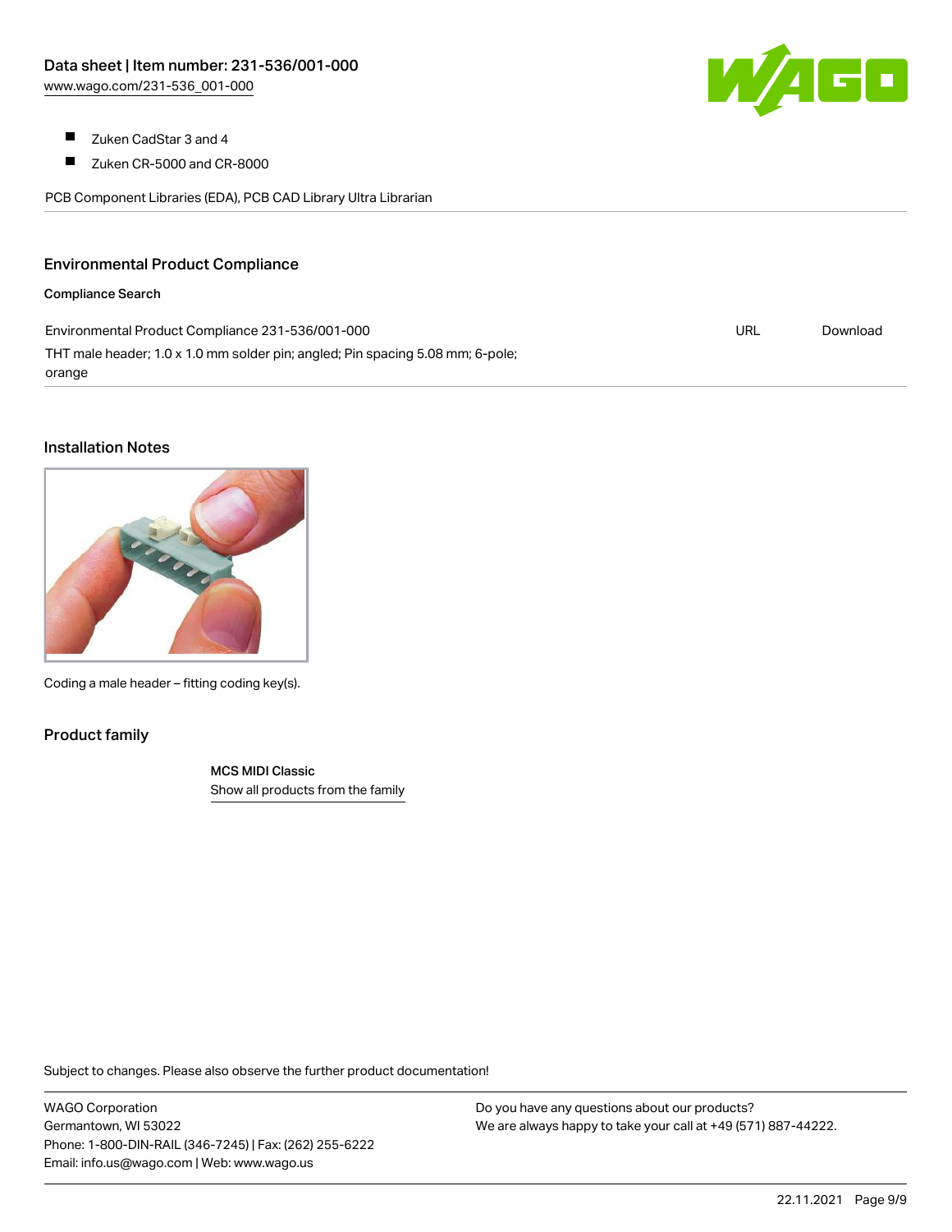- Zuken CadStar 3 and 4
- Zuken CR-5000 and CR-8000

PCB Component Libraries (EDA), PCB CAD Library Ultra Librarian

## Environmental Product Compliance

### Compliance Search

| | | |
|---|---|---|
| Environmental Product Compliance 231-536/001-000<br>THT male header; 1.0 x 1.0 mm solder pin; angled; Pin spacing 5.08 mm; 6-pole; orange | URL | Download |

## Installation Notes

Coding a male header – fitting coding key(s).

## Product family

MCS MIDI Classic
Show all products from the family

Subject to changes. Please also observe the further product documentation!

WAGO Corporation
Germantown, WI 53022
Phone: 1-800-DIN-RAIL (346-7245) | Fax: (262) 255-6222
Email: info.us@wago.com | Web: www.wago.us

Do you have any questions about our products?
We are always happy to take your call at +49 (571) 887-44222.